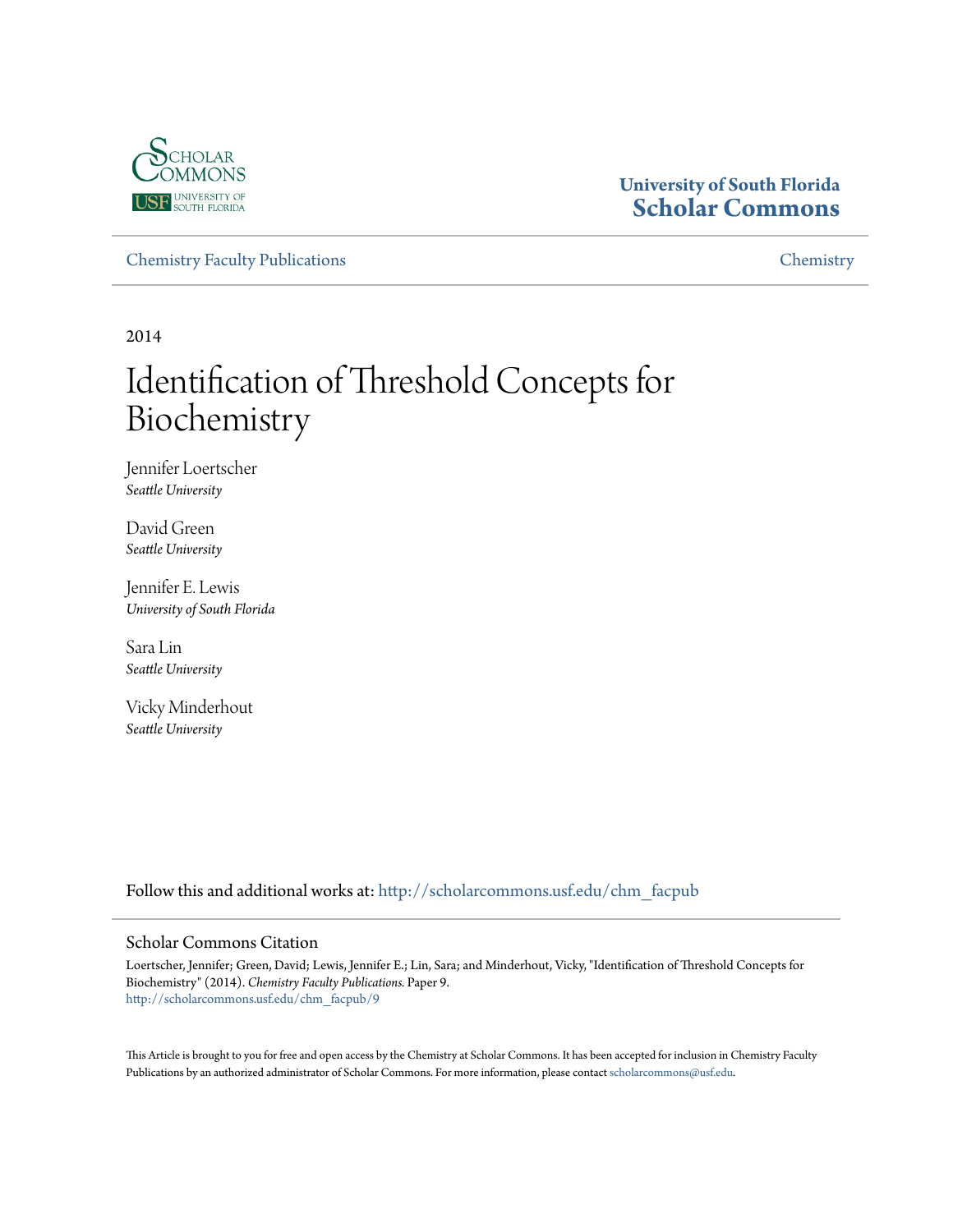University of South Florida
**Scholar Commons**

Chemistry Faculty Publications | Chemistry

2014

# Identification of Threshold Concepts for Biochemistry

Jennifer Loertscher
*Seattle University*

David Green
*Seattle University*

Jennifer E. Lewis
*University of South Florida*

Sara Lin
*Seattle University*

Vicky Minderhout
*Seattle University*

Follow this and additional works at: http://scholarcommons.usf.edu/chm_facpub

## Scholar Commons Citation

Loertscher, Jennifer; Green, David; Lewis, Jennifer E.; Lin, Sara; and Minderhout, Vicky, "Identification of Threshold Concepts for Biochemistry" (2014). *Chemistry Faculty Publications.* Paper 9.
http://scholarcommons.usf.edu/chm_facpub/9

This Article is brought to you for free and open access by the Chemistry at Scholar Commons. It has been accepted for inclusion in Chemistry Faculty Publications by an authorized administrator of Scholar Commons. For more information, please contact scholarcommons@usf.edu.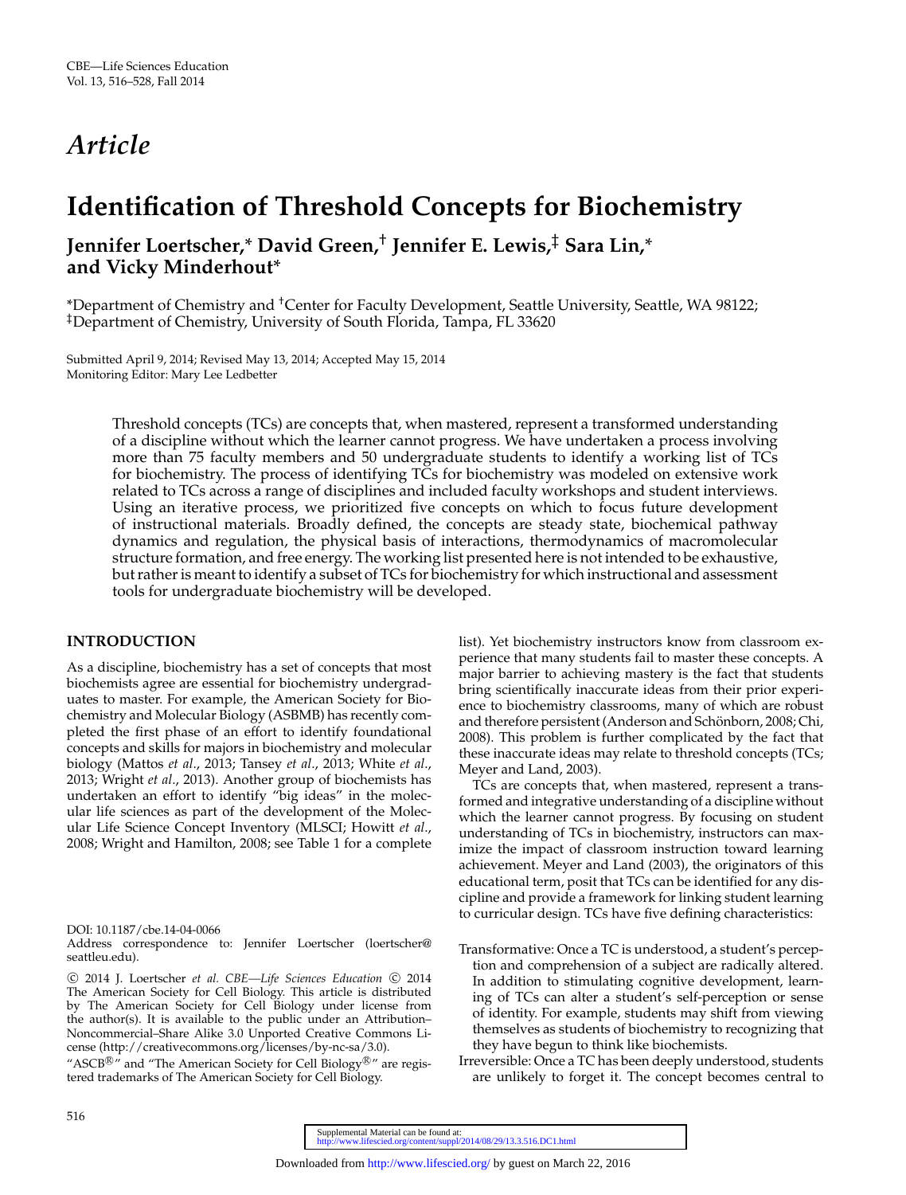# *Article*

# Identification of Threshold Concepts for Biochemistry

**Jennifer Loertscher,* David Green,† Jennifer E. Lewis,‡ Sara Lin,* and Vicky Minderhout***

*Department of Chemistry and †Center for Faculty Development, Seattle University, Seattle, WA 98122; ‡Department of Chemistry, University of South Florida, Tampa, FL 33620

Submitted April 9, 2014; Revised May 13, 2014; Accepted May 15, 2014
Monitoring Editor: Mary Lee Ledbetter

Threshold concepts (TCs) are concepts that, when mastered, represent a transformed understanding of a discipline without which the learner cannot progress. We have undertaken a process involving more than 75 faculty members and 50 undergraduate students to identify a working list of TCs for biochemistry. The process of identifying TCs for biochemistry was modeled on extensive work related to TCs across a range of disciplines and included faculty workshops and student interviews. Using an iterative process, we prioritized five concepts on which to focus future development of instructional materials. Broadly defined, the concepts are steady state, biochemical pathway dynamics and regulation, the physical basis of interactions, thermodynamics of macromolecular structure formation, and free energy. The working list presented here is not intended to be exhaustive, but rather is meant to identify a subset of TCs for biochemistry for which instructional and assessment tools for undergraduate biochemistry will be developed.

## INTRODUCTION

As a discipline, biochemistry has a set of concepts that most biochemists agree are essential for biochemistry undergraduates to master. For example, the American Society for Biochemistry and Molecular Biology (ASBMB) has recently completed the first phase of an effort to identify foundational concepts and skills for majors in biochemistry and molecular biology (Mattos *et al.*, 2013; Tansey *et al.*, 2013; White *et al.*, 2013; Wright *et al.*, 2013). Another group of biochemists has undertaken an effort to identify "big ideas" in the molecular life sciences as part of the development of the Molecular Life Science Concept Inventory (MLSCI; Howitt *et al.*, 2008; Wright and Hamilton, 2008; see Table 1 for a complete list). Yet biochemistry instructors know from classroom experience that many students fail to master these concepts. A major barrier to achieving mastery is the fact that students bring scientifically inaccurate ideas from their prior experience to biochemistry classrooms, many of which are robust and therefore persistent (Anderson and Schönborn, 2008; Chi, 2008). This problem is further complicated by the fact that these inaccurate ideas may relate to threshold concepts (TCs; Meyer and Land, 2003).

TCs are concepts that, when mastered, represent a transformed and integrative understanding of a discipline without which the learner cannot progress. By focusing on student understanding of TCs in biochemistry, instructors can maximize the impact of classroom instruction toward learning achievement. Meyer and Land (2003), the originators of this educational term, posit that TCs can be identified for any discipline and provide a framework for linking student learning to curricular design. TCs have five defining characteristics:

Transformative: Once a TC is understood, a student's perception and comprehension of a subject are radically altered. In addition to stimulating cognitive development, learning of TCs can alter a student's self-perception or sense of identity. For example, students may shift from viewing themselves as students of biochemistry to recognizing that they have begun to think like biochemists.

Irreversible: Once a TC has been deeply understood, students are unlikely to forget it. The concept becomes central to

DOI: 10.1187/cbe.14-04-0066
Address correspondence to: Jennifer Loertscher (loertscher@seattleu.edu).

© 2014 J. Loertscher *et al. CBE—Life Sciences Education* © 2014 The American Society for Cell Biology. This article is distributed by The American Society for Cell Biology under license from the author(s). It is available to the public under an Attribution–Noncommercial–Share Alike 3.0 Unported Creative Commons License (http://creativecommons.org/licenses/by-nc-sa/3.0).
"ASCB®" and "The American Society for Cell Biology®" are registered trademarks of The American Society for Cell Biology.

Supplemental Material can be found at:
http://www.lifescied.org/content/suppl/2014/08/29/13.3.516.DC1.html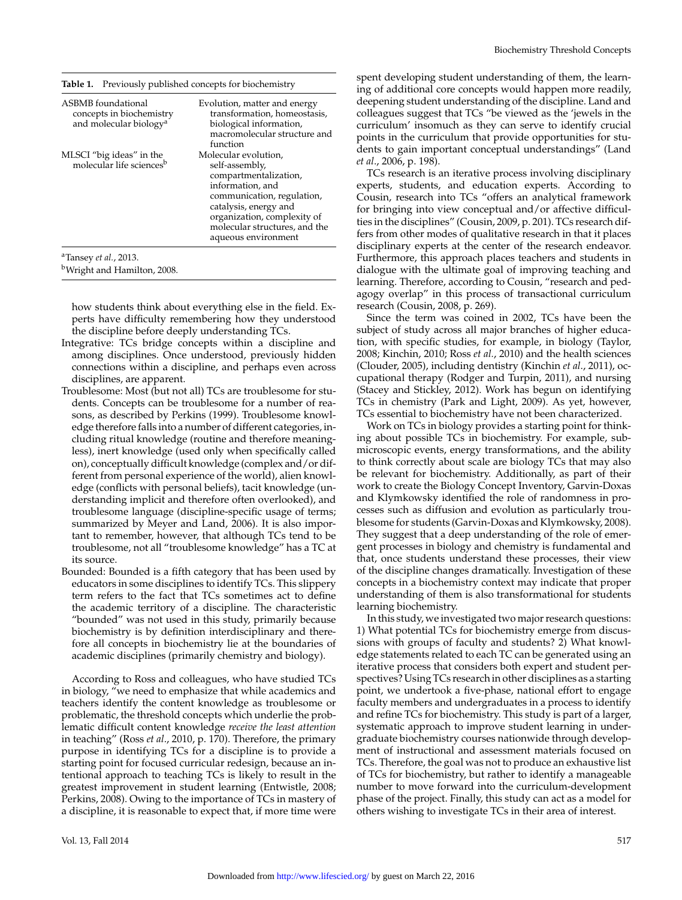**Table 1.** Previously published concepts for biochemistry

| | |
|---|---|
| ASBMB foundational concepts in biochemistry and molecular biology[a] | Evolution, matter and energy transformation, homeostasis, biological information, macromolecular structure and function |
| MLSCI "big ideas" in the molecular life sciences[b] | Molecular evolution, self-assembly, compartmentalization, information, and communication, regulation, catalysis, energy and organization, complexity of molecular structures, and the aqueous environment |

[a]Tansey *et al.*, 2013.
[b]Wright and Hamilton, 2008.

how students think about everything else in the field. Experts have difficulty remembering how they understood the discipline before deeply understanding TCs.

Integrative: TCs bridge concepts within a discipline and among disciplines. Once understood, previously hidden connections within a discipline, and perhaps even across disciplines, are apparent.

Troublesome: Most (but not all) TCs are troublesome for students. Concepts can be troublesome for a number of reasons, as described by Perkins (1999). Troublesome knowledge therefore falls into a number of different categories, including ritual knowledge (routine and therefore meaningless), inert knowledge (used only when specifically called on), conceptually difficult knowledge (complex and/or different from personal experience of the world), alien knowledge (conflicts with personal beliefs), tacit knowledge (understanding implicit and therefore often overlooked), and troublesome language (discipline-specific usage of terms; summarized by Meyer and Land, 2006). It is also important to remember, however, that although TCs tend to be troublesome, not all "troublesome knowledge" has a TC at its source.

Bounded: Bounded is a fifth category that has been used by educators in some disciplines to identify TCs. This slippery term refers to the fact that TCs sometimes act to define the academic territory of a discipline. The characteristic "bounded" was not used in this study, primarily because biochemistry is by definition interdisciplinary and therefore all concepts in biochemistry lie at the boundaries of academic disciplines (primarily chemistry and biology).

According to Ross and colleagues, who have studied TCs in biology, "we need to emphasize that while academics and teachers identify the content knowledge as troublesome or problematic, the threshold concepts which underlie the problematic difficult content knowledge *receive the least attention* in teaching" (Ross *et al.*, 2010, p. 170). Therefore, the primary purpose in identifying TCs for a discipline is to provide a starting point for focused curricular redesign, because an intentional approach to teaching TCs is likely to result in the greatest improvement in student learning (Entwistle, 2008; Perkins, 2008). Owing to the importance of TCs in mastery of a discipline, it is reasonable to expect that, if more time were spent developing student understanding of them, the learning of additional core concepts would happen more readily, deepening student understanding of the discipline. Land and colleagues suggest that TCs "be viewed as the 'jewels in the curriculum' insomuch as they can serve to identify crucial points in the curriculum that provide opportunities for students to gain important conceptual understandings" (Land *et al.*, 2006, p. 198).

TCs research is an iterative process involving disciplinary experts, students, and education experts. According to Cousin, research into TCs "offers an analytical framework for bringing into view conceptual and/or affective difficulties in the disciplines" (Cousin, 2009, p. 201). TCs research differs from other modes of qualitative research in that it places disciplinary experts at the center of the research endeavor. Furthermore, this approach places teachers and students in dialogue with the ultimate goal of improving teaching and learning. Therefore, according to Cousin, "research and pedagogy overlap" in this process of transactional curriculum research (Cousin, 2008, p. 269).

Since the term was coined in 2002, TCs have been the subject of study across all major branches of higher education, with specific studies, for example, in biology (Taylor, 2008; Kinchin, 2010; Ross *et al.*, 2010) and the health sciences (Clouder, 2005), including dentistry (Kinchin *et al.*, 2011), occupational therapy (Rodger and Turpin, 2011), and nursing (Stacey and Stickley, 2012). Work has begun on identifying TCs in chemistry (Park and Light, 2009). As yet, however, TCs essential to biochemistry have not been characterized.

Work on TCs in biology provides a starting point for thinking about possible TCs in biochemistry. For example, submicroscopic events, energy transformations, and the ability to think correctly about scale are biology TCs that may also be relevant for biochemistry. Additionally, as part of their work to create the Biology Concept Inventory, Garvin-Doxas and Klymkowsky identified the role of randomness in processes such as diffusion and evolution as particularly troublesome for students (Garvin-Doxas and Klymkowsky, 2008). They suggest that a deep understanding of the role of emergent processes in biology and chemistry is fundamental and that, once students understand these processes, their view of the discipline changes dramatically. Investigation of these concepts in a biochemistry context may indicate that proper understanding of them is also transformational for students learning biochemistry.

In this study, we investigated two major research questions: 1) What potential TCs for biochemistry emerge from discussions with groups of faculty and students? 2) What knowledge statements related to each TC can be generated using an iterative process that considers both expert and student perspectives? Using TCs research in other disciplines as a starting point, we undertook a five-phase, national effort to engage faculty members and undergraduates in a process to identify and refine TCs for biochemistry. This study is part of a larger, systematic approach to improve student learning in undergraduate biochemistry courses nationwide through development of instructional and assessment materials focused on TCs. Therefore, the goal was not to produce an exhaustive list of TCs for biochemistry, but rather to identify a manageable number to move forward into the curriculum-development phase of the project. Finally, this study can act as a model for others wishing to investigate TCs in their area of interest.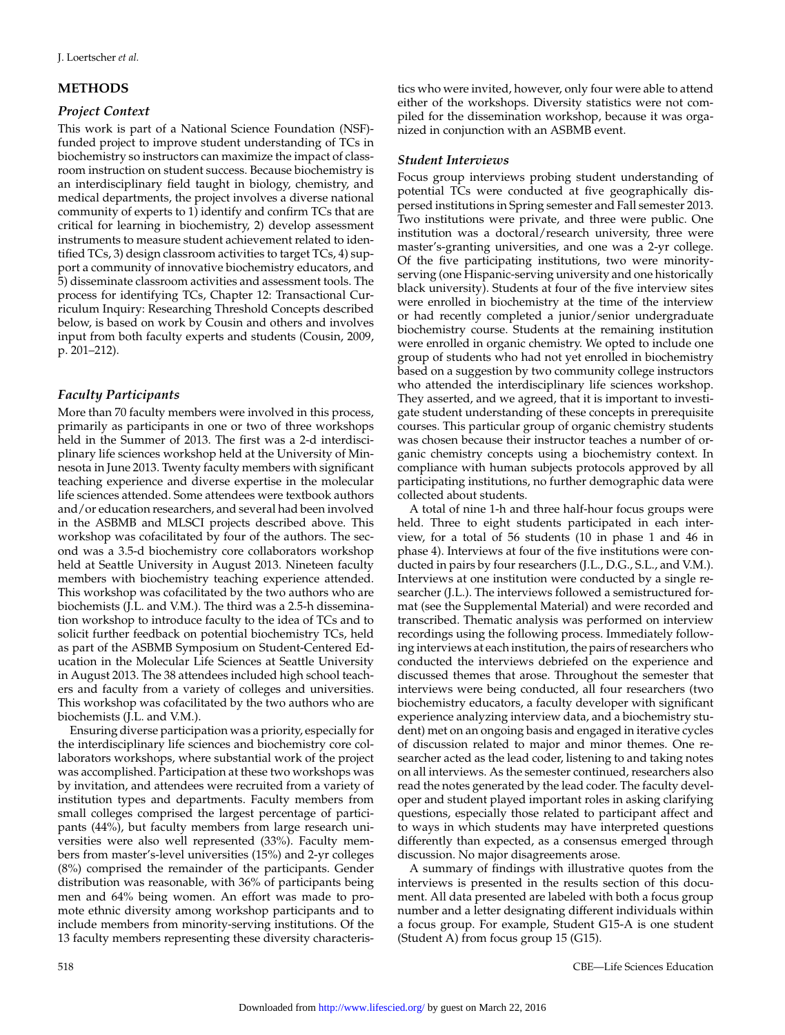## METHODS

### *Project Context*

This work is part of a National Science Foundation (NSF)-funded project to improve student understanding of TCs in biochemistry so instructors can maximize the impact of classroom instruction on student success. Because biochemistry is an interdisciplinary field taught in biology, chemistry, and medical departments, the project involves a diverse national community of experts to 1) identify and confirm TCs that are critical for learning in biochemistry, 2) develop assessment instruments to measure student achievement related to identified TCs, 3) design classroom activities to target TCs, 4) support a community of innovative biochemistry educators, and 5) disseminate classroom activities and assessment tools. The process for identifying TCs, Chapter 12: Transactional Curriculum Inquiry: Researching Threshold Concepts described below, is based on work by Cousin and others and involves input from both faculty experts and students (Cousin, 2009, p. 201–212).

### *Faculty Participants*

More than 70 faculty members were involved in this process, primarily as participants in one or two of three workshops held in the Summer of 2013. The first was a 2-d interdisciplinary life sciences workshop held at the University of Minnesota in June 2013. Twenty faculty members with significant teaching experience and diverse expertise in the molecular life sciences attended. Some attendees were textbook authors and/or education researchers, and several had been involved in the ASBMB and MLSCI projects described above. This workshop was cofacilitated by four of the authors. The second was a 3.5-d biochemistry core collaborators workshop held at Seattle University in August 2013. Nineteen faculty members with biochemistry teaching experience attended. This workshop was cofacilitated by the two authors who are biochemists (J.L. and V.M.). The third was a 2.5-h dissemination workshop to introduce faculty to the idea of TCs and to solicit further feedback on potential biochemistry TCs, held as part of the ASBMB Symposium on Student-Centered Education in the Molecular Life Sciences at Seattle University in August 2013. The 38 attendees included high school teachers and faculty from a variety of colleges and universities. This workshop was cofacilitated by the two authors who are biochemists (J.L. and V.M.).

Ensuring diverse participation was a priority, especially for the interdisciplinary life sciences and biochemistry core collaborators workshops, where substantial work of the project was accomplished. Participation at these two workshops was by invitation, and attendees were recruited from a variety of institution types and departments. Faculty members from small colleges comprised the largest percentage of participants (44%), but faculty members from large research universities were also well represented (33%). Faculty members from master's-level universities (15%) and 2-yr colleges (8%) comprised the remainder of the participants. Gender distribution was reasonable, with 36% of participants being men and 64% being women. An effort was made to promote ethnic diversity among workshop participants and to include members from minority-serving institutions. Of the 13 faculty members representing these diversity characteristics who were invited, however, only four were able to attend either of the workshops. Diversity statistics were not compiled for the dissemination workshop, because it was organized in conjunction with an ASBMB event.

### *Student Interviews*

Focus group interviews probing student understanding of potential TCs were conducted at five geographically dispersed institutions in Spring semester and Fall semester 2013. Two institutions were private, and three were public. One institution was a doctoral/research university, three were master's-granting universities, and one was a 2-yr college. Of the five participating institutions, two were minority-serving (one Hispanic-serving university and one historically black university). Students at four of the five interview sites were enrolled in biochemistry at the time of the interview or had recently completed a junior/senior undergraduate biochemistry course. Students at the remaining institution were enrolled in organic chemistry. We opted to include one group of students who had not yet enrolled in biochemistry based on a suggestion by two community college instructors who attended the interdisciplinary life sciences workshop. They asserted, and we agreed, that it is important to investigate student understanding of these concepts in prerequisite courses. This particular group of organic chemistry students was chosen because their instructor teaches a number of organic chemistry concepts using a biochemistry context. In compliance with human subjects protocols approved by all participating institutions, no further demographic data were collected about students.

A total of nine 1-h and three half-hour focus groups were held. Three to eight students participated in each interview, for a total of 56 students (10 in phase 1 and 46 in phase 4). Interviews at four of the five institutions were conducted in pairs by four researchers (J.L., D.G., S.L., and V.M.). Interviews at one institution were conducted by a single researcher (J.L.). The interviews followed a semistructured format (see the Supplemental Material) and were recorded and transcribed. Thematic analysis was performed on interview recordings using the following process. Immediately following interviews at each institution, the pairs of researchers who conducted the interviews debriefed on the experience and discussed themes that arose. Throughout the semester that interviews were being conducted, all four researchers (two biochemistry educators, a faculty developer with significant experience analyzing interview data, and a biochemistry student) met on an ongoing basis and engaged in iterative cycles of discussion related to major and minor themes. One researcher acted as the lead coder, listening to and taking notes on all interviews. As the semester continued, researchers also read the notes generated by the lead coder. The faculty developer and student played important roles in asking clarifying questions, especially those related to participant affect and to ways in which students may have interpreted questions differently than expected, as a consensus emerged through discussion. No major disagreements arose.

A summary of findings with illustrative quotes from the interviews is presented in the results section of this document. All data presented are labeled with both a focus group number and a letter designating different individuals within a focus group. For example, Student G15-A is one student (Student A) from focus group 15 (G15).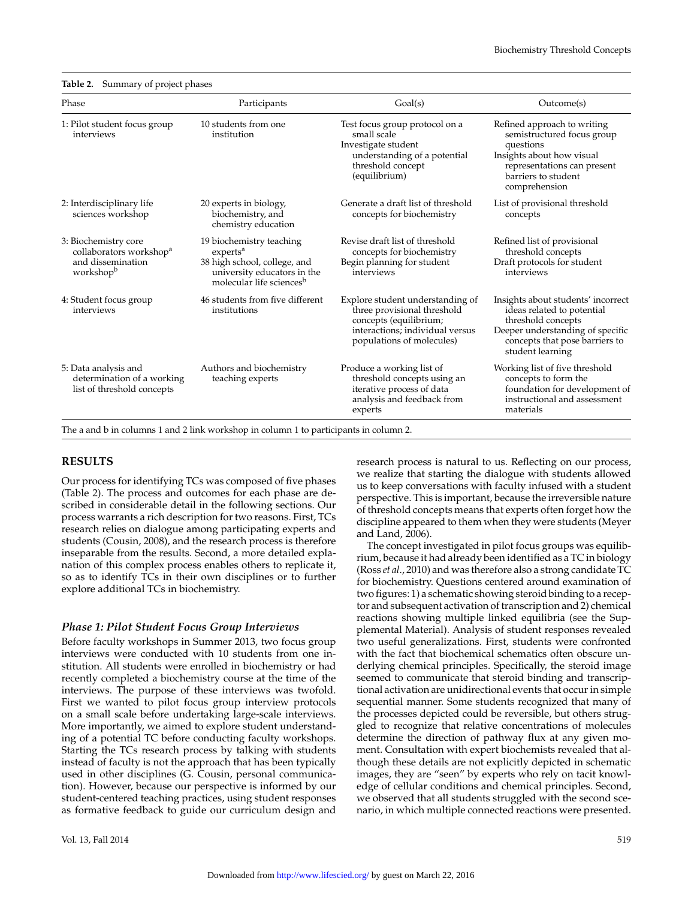**Table 2.** Summary of project phases

| Phase | Participants | Goal(s) | Outcome(s) |
|---|---|---|---|
| 1: Pilot student focus group interviews | 10 students from one institution | Test focus group protocol on a small scale<br>Investigate student understanding of a potential threshold concept (equilibrium) | Refined approach to writing semistructured focus group questions<br>Insights about how visual representations can present barriers to student comprehension |
| 2: Interdisciplinary life sciences workshop | 20 experts in biology, biochemistry, and chemistry education | Generate a draft list of threshold concepts for biochemistry | List of provisional threshold concepts |
| 3: Biochemistry core collaborators workshop[a] and dissemination workshop[b] | 19 biochemistry teaching experts[a]<br>38 high school, college, and university educators in the molecular life sciences[b] | Revise draft list of threshold concepts for biochemistry<br>Begin planning for student interviews | Refined list of provisional threshold concepts<br>Draft protocols for student interviews |
| 4: Student focus group interviews | 46 students from five different institutions | Explore student understanding of three provisional threshold concepts (equilibrium; interactions; individual versus populations of molecules) | Insights about students' incorrect ideas related to potential threshold concepts<br>Deeper understanding of specific concepts that pose barriers to student learning |
| 5: Data analysis and determination of a working list of threshold concepts | Authors and biochemistry teaching experts | Produce a working list of threshold concepts using an iterative process of data analysis and feedback from experts | Working list of five threshold concepts to form the foundation for development of instructional and assessment materials |

The a and b in columns 1 and 2 link workshop in column 1 to participants in column 2.

## RESULTS

Our process for identifying TCs was composed of five phases (Table 2). The process and outcomes for each phase are described in considerable detail in the following sections. Our process warrants a rich description for two reasons. First, TCs research relies on dialogue among participating experts and students (Cousin, 2008), and the research process is therefore inseparable from the results. Second, a more detailed explanation of this complex process enables others to replicate it, so as to identify TCs in their own disciplines or to further explore additional TCs in biochemistry.

### *Phase 1: Pilot Student Focus Group Interviews*

Before faculty workshops in Summer 2013, two focus group interviews were conducted with 10 students from one institution. All students were enrolled in biochemistry or had recently completed a biochemistry course at the time of the interviews. The purpose of these interviews was twofold. First we wanted to pilot focus group interview protocols on a small scale before undertaking large-scale interviews. More importantly, we aimed to explore student understanding of a potential TC before conducting faculty workshops. Starting the TCs research process by talking with students instead of faculty is not the approach that has been typically used in other disciplines (G. Cousin, personal communication). However, because our perspective is informed by our student-centered teaching practices, using student responses as formative feedback to guide our curriculum design and research process is natural to us. Reflecting on our process, we realize that starting the dialogue with students allowed us to keep conversations with faculty infused with a student perspective. This is important, because the irreversible nature of threshold concepts means that experts often forget how the discipline appeared to them when they were students (Meyer and Land, 2006).

The concept investigated in pilot focus groups was equilibrium, because it had already been identified as a TC in biology (Ross *et al.*, 2010) and was therefore also a strong candidate TC for biochemistry. Questions centered around examination of two figures: 1) a schematic showing steroid binding to a receptor and subsequent activation of transcription and 2) chemical reactions showing multiple linked equilibria (see the Supplemental Material). Analysis of student responses revealed two useful generalizations. First, students were confronted with the fact that biochemical schematics often obscure underlying chemical principles. Specifically, the steroid image seemed to communicate that steroid binding and transcriptional activation are unidirectional events that occur in simple sequential manner. Some students recognized that many of the processes depicted could be reversible, but others struggled to recognize that relative concentrations of molecules determine the direction of pathway flux at any given moment. Consultation with expert biochemists revealed that although these details are not explicitly depicted in schematic images, they are "seen" by experts who rely on tacit knowledge of cellular conditions and chemical principles. Second, we observed that all students struggled with the second scenario, in which multiple connected reactions were presented.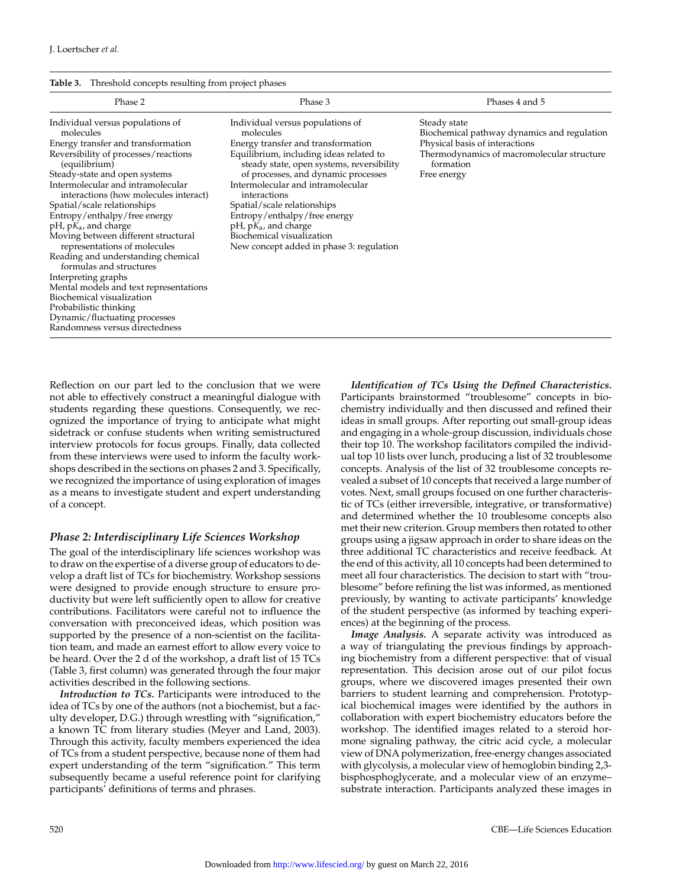**Table 3.** Threshold concepts resulting from project phases

| Phase 2 | Phase 3 | Phases 4 and 5 |
|---|---|---|
| Individual versus populations of molecules | Individual versus populations of molecules | Steady state |
| Energy transfer and transformation | Energy transfer and transformation | Biochemical pathway dynamics and regulation |
| Reversibility of processes/reactions (equilibrium) | Equilibrium, including ideas related to steady state, open systems, reversibility of processes, and dynamic processes | Physical basis of interactions |
| Steady-state and open systems | Intermolecular and intramolecular interactions | Thermodynamics of macromolecular structure formation |
| Intermolecular and intramolecular interactions (how molecules interact) | Spatial/scale relationships | Free energy |
| Spatial/scale relationships | Entropy/enthalpy/free energy | |
| Entropy/enthalpy/free energy | pH, p$K_a$, and charge | |
| pH, p$K_a$, and charge | Biochemical visualization | |
| Moving between different structural representations of molecules | New concept added in phase 3: regulation | |
| Reading and understanding chemical formulas and structures | | |
| Interpreting graphs | | |
| Mental models and text representations | | |
| Biochemical visualization | | |
| Probabilistic thinking | | |
| Dynamic/fluctuating processes | | |
| Randomness versus directedness | | |

Reflection on our part led to the conclusion that we were not able to effectively construct a meaningful dialogue with students regarding these questions. Consequently, we recognized the importance of trying to anticipate what might sidetrack or confuse students when writing semistructured interview protocols for focus groups. Finally, data collected from these interviews were used to inform the faculty workshops described in the sections on phases 2 and 3. Specifically, we recognized the importance of using exploration of images as a means to investigate student and expert understanding of a concept.

### *Phase 2: Interdisciplinary Life Sciences Workshop*

The goal of the interdisciplinary life sciences workshop was to draw on the expertise of a diverse group of educators to develop a draft list of TCs for biochemistry. Workshop sessions were designed to provide enough structure to ensure productivity but were left sufficiently open to allow for creative contributions. Facilitators were careful not to influence the conversation with preconceived ideas, which position was supported by the presence of a non-scientist on the facilitation team, and made an earnest effort to allow every voice to be heard. Over the 2 d of the workshop, a draft list of 15 TCs (Table 3, first column) was generated through the four major activities described in the following sections.

***Introduction to TCs.*** Participants were introduced to the idea of TCs by one of the authors (not a biochemist, but a faculty developer, D.G.) through wrestling with "signification," a known TC from literary studies (Meyer and Land, 2003). Through this activity, faculty members experienced the idea of TCs from a student perspective, because none of them had expert understanding of the term "signification." This term subsequently became a useful reference point for clarifying participants' definitions of terms and phrases.

***Identification of TCs Using the Defined Characteristics.*** Participants brainstormed "troublesome" concepts in biochemistry individually and then discussed and refined their ideas in small groups. After reporting out small-group ideas and engaging in a whole-group discussion, individuals chose their top 10. The workshop facilitators compiled the individual top 10 lists over lunch, producing a list of 32 troublesome concepts. Analysis of the list of 32 troublesome concepts revealed a subset of 10 concepts that received a large number of votes. Next, small groups focused on one further characteristic of TCs (either irreversible, integrative, or transformative) and determined whether the 10 troublesome concepts also met their new criterion. Group members then rotated to other groups using a jigsaw approach in order to share ideas on the three additional TC characteristics and receive feedback. At the end of this activity, all 10 concepts had been determined to meet all four characteristics. The decision to start with "troublesome" before refining the list was informed, as mentioned previously, by wanting to activate participants' knowledge of the student perspective (as informed by teaching experiences) at the beginning of the process.

***Image Analysis.*** A separate activity was introduced as a way of triangulating the previous findings by approaching biochemistry from a different perspective: that of visual representation. This decision arose out of our pilot focus groups, where we discovered images presented their own barriers to student learning and comprehension. Prototypical biochemical images were identified by the authors in collaboration with expert biochemistry educators before the workshop. The identified images related to a steroid hormone signaling pathway, the citric acid cycle, a molecular view of DNA polymerization, free-energy changes associated with glycolysis, a molecular view of hemoglobin binding 2,3-bisphosphoglycerate, and a molecular view of an enzyme–substrate interaction. Participants analyzed these images in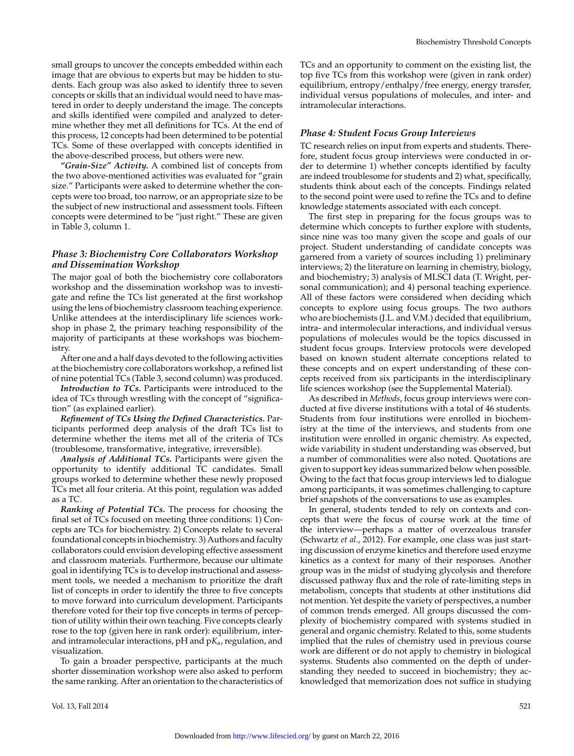small groups to uncover the concepts embedded within each image that are obvious to experts but may be hidden to students. Each group was also asked to identify three to seven concepts or skills that an individual would need to have mastered in order to deeply understand the image. The concepts and skills identified were compiled and analyzed to determine whether they met all definitions for TCs. At the end of this process, 12 concepts had been determined to be potential TCs. Some of these overlapped with concepts identified in the above-described process, but others were new.

***"Grain-Size" Activity.*** A combined list of concepts from the two above-mentioned activities was evaluated for "grain size." Participants were asked to determine whether the concepts were too broad, too narrow, or an appropriate size to be the subject of new instructional and assessment tools. Fifteen concepts were determined to be "just right." These are given in Table 3, column 1.

### Phase 3: Biochemistry Core Collaborators Workshop and Dissemination Workshop

The major goal of both the biochemistry core collaborators workshop and the dissemination workshop was to investigate and refine the TCs list generated at the first workshop using the lens of biochemistry classroom teaching experience. Unlike attendees at the interdisciplinary life sciences workshop in phase 2, the primary teaching responsibility of the majority of participants at these workshops was biochemistry.

After one and a half days devoted to the following activities at the biochemistry core collaborators workshop, a refined list of nine potential TCs (Table 3, second column) was produced.

***Introduction to TCs.*** Participants were introduced to the idea of TCs through wrestling with the concept of "signification" (as explained earlier).

***Refinement of TCs Using the Defined Characteristics.*** Participants performed deep analysis of the draft TCs list to determine whether the items met all of the criteria of TCs (troublesome, transformative, integrative, irreversible).

***Analysis of Additional TCs.*** Participants were given the opportunity to identify additional TC candidates. Small groups worked to determine whether these newly proposed TCs met all four criteria. At this point, regulation was added as a TC.

***Ranking of Potential TCs.*** The process for choosing the final set of TCs focused on meeting three conditions: 1) Concepts are TCs for biochemistry. 2) Concepts relate to several foundational concepts in biochemistry. 3) Authors and faculty collaborators could envision developing effective assessment and classroom materials. Furthermore, because our ultimate goal in identifying TCs is to develop instructional and assessment tools, we needed a mechanism to prioritize the draft list of concepts in order to identify the three to five concepts to move forward into curriculum development. Participants therefore voted for their top five concepts in terms of perception of utility within their own teaching. Five concepts clearly rose to the top (given here in rank order): equilibrium, inter- and intramolecular interactions, pH and p$K_a$, regulation, and visualization.

To gain a broader perspective, participants at the much shorter dissemination workshop were also asked to perform the same ranking. After an orientation to the characteristics of TCs and an opportunity to comment on the existing list, the top five TCs from this workshop were (given in rank order) equilibrium, entropy/enthalpy/free energy, energy transfer, individual versus populations of molecules, and inter- and intramolecular interactions.

### Phase 4: Student Focus Group Interviews

TC research relies on input from experts and students. Therefore, student focus group interviews were conducted in order to determine 1) whether concepts identified by faculty are indeed troublesome for students and 2) what, specifically, students think about each of the concepts. Findings related to the second point were used to refine the TCs and to define knowledge statements associated with each concept.

The first step in preparing for the focus groups was to determine which concepts to further explore with students, since nine was too many given the scope and goals of our project. Student understanding of candidate concepts was garnered from a variety of sources including 1) preliminary interviews; 2) the literature on learning in chemistry, biology, and biochemistry; 3) analysis of MLSCI data (T. Wright, personal communication); and 4) personal teaching experience. All of these factors were considered when deciding which concepts to explore using focus groups. The two authors who are biochemists (J.L. and V.M.) decided that equilibrium, intra- and intermolecular interactions, and individual versus populations of molecules would be the topics discussed in student focus groups. Interview protocols were developed based on known student alternate conceptions related to these concepts and on expert understanding of these concepts received from six participants in the interdisciplinary life sciences workshop (see the Supplemental Material).

As described in *Methods*, focus group interviews were conducted at five diverse institutions with a total of 46 students. Students from four institutions were enrolled in biochemistry at the time of the interviews, and students from one institution were enrolled in organic chemistry. As expected, wide variability in student understanding was observed, but a number of commonalities were also noted. Quotations are given to support key ideas summarized below when possible. Owing to the fact that focus group interviews led to dialogue among participants, it was sometimes challenging to capture brief snapshots of the conversations to use as examples.

In general, students tended to rely on contexts and concepts that were the focus of course work at the time of the interview—perhaps a matter of overzealous transfer (Schwartz *et al.*, 2012). For example, one class was just starting discussion of enzyme kinetics and therefore used enzyme kinetics as a context for many of their responses. Another group was in the midst of studying glycolysis and therefore discussed pathway flux and the role of rate-limiting steps in metabolism, concepts that students at other institutions did not mention. Yet despite the variety of perspectives, a number of common trends emerged. All groups discussed the complexity of biochemistry compared with systems studied in general and organic chemistry. Related to this, some students implied that the rules of chemistry used in previous course work are different or do not apply to chemistry in biological systems. Students also commented on the depth of understanding they needed to succeed in biochemistry; they acknowledged that memorization does not suffice in studying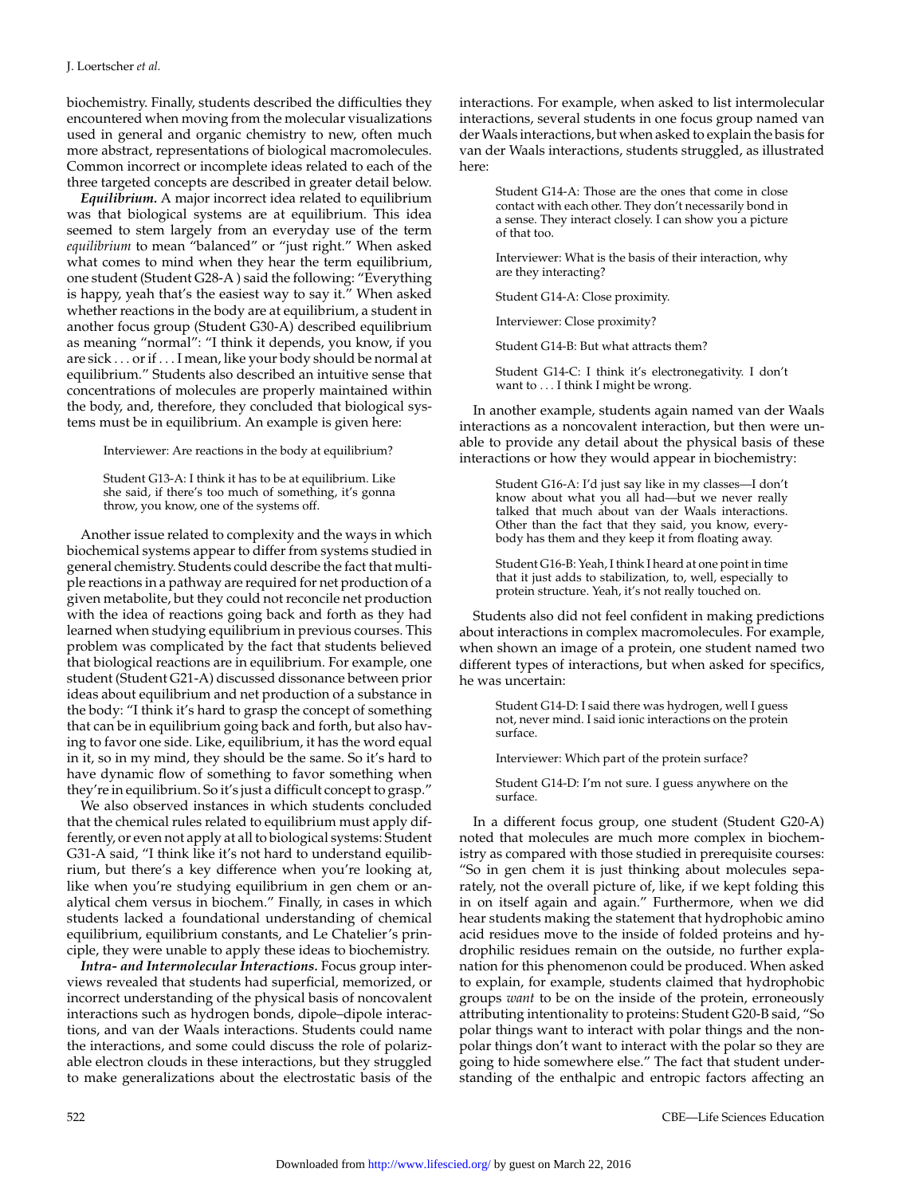biochemistry. Finally, students described the difficulties they encountered when moving from the molecular visualizations used in general and organic chemistry to new, often much more abstract, representations of biological macromolecules. Common incorrect or incomplete ideas related to each of the three targeted concepts are described in greater detail below.

***Equilibrium.*** A major incorrect idea related to equilibrium was that biological systems are at equilibrium. This idea seemed to stem largely from an everyday use of the term *equilibrium* to mean "balanced" or "just right." When asked what comes to mind when they hear the term equilibrium, one student (Student G28-A ) said the following: "Everything is happy, yeah that's the easiest way to say it." When asked whether reactions in the body are at equilibrium, a student in another focus group (Student G30-A) described equilibrium as meaning "normal": "I think it depends, you know, if you are sick . . . or if . . . I mean, like your body should be normal at equilibrium." Students also described an intuitive sense that concentrations of molecules are properly maintained within the body, and, therefore, they concluded that biological systems must be in equilibrium. An example is given here:

> Interviewer: Are reactions in the body at equilibrium?
>
> Student G13-A: I think it has to be at equilibrium. Like she said, if there's too much of something, it's gonna throw, you know, one of the systems off.

Another issue related to complexity and the ways in which biochemical systems appear to differ from systems studied in general chemistry. Students could describe the fact that multiple reactions in a pathway are required for net production of a given metabolite, but they could not reconcile net production with the idea of reactions going back and forth as they had learned when studying equilibrium in previous courses. This problem was complicated by the fact that students believed that biological reactions are in equilibrium. For example, one student (Student G21-A) discussed dissonance between prior ideas about equilibrium and net production of a substance in the body: "I think it's hard to grasp the concept of something that can be in equilibrium going back and forth, but also having to favor one side. Like, equilibrium, it has the word equal in it, so in my mind, they should be the same. So it's hard to have dynamic flow of something to favor something when they're in equilibrium. So it's just a difficult concept to grasp."

We also observed instances in which students concluded that the chemical rules related to equilibrium must apply differently, or even not apply at all to biological systems: Student G31-A said, "I think like it's not hard to understand equilibrium, but there's a key difference when you're looking at, like when you're studying equilibrium in gen chem or analytical chem versus in biochem." Finally, in cases in which students lacked a foundational understanding of chemical equilibrium, equilibrium constants, and Le Chatelier's principle, they were unable to apply these ideas to biochemistry.

***Intra- and Intermolecular Interactions.*** Focus group interviews revealed that students had superficial, memorized, or incorrect understanding of the physical basis of noncovalent interactions such as hydrogen bonds, dipole–dipole interactions, and van der Waals interactions. Students could name the interactions, and some could discuss the role of polarizable electron clouds in these interactions, but they struggled to make generalizations about the electrostatic basis of the interactions. For example, when asked to list intermolecular interactions, several students in one focus group named van der Waals interactions, but when asked to explain the basis for van der Waals interactions, students struggled, as illustrated here:

> Student G14-A: Those are the ones that come in close contact with each other. They don't necessarily bond in a sense. They interact closely. I can show you a picture of that too.
>
> Interviewer: What is the basis of their interaction, why are they interacting?
>
> Student G14-A: Close proximity.
>
> Interviewer: Close proximity?
>
> Student G14-B: But what attracts them?
>
> Student G14-C: I think it's electronegativity. I don't want to . . . I think I might be wrong.

In another example, students again named van der Waals interactions as a noncovalent interaction, but then were unable to provide any detail about the physical basis of these interactions or how they would appear in biochemistry:

> Student G16-A: I'd just say like in my classes—I don't know about what you all had—but we never really talked that much about van der Waals interactions. Other than the fact that they said, you know, everybody has them and they keep it from floating away.
>
> Student G16-B: Yeah, I think I heard at one point in time that it just adds to stabilization, to, well, especially to protein structure. Yeah, it's not really touched on.

Students also did not feel confident in making predictions about interactions in complex macromolecules. For example, when shown an image of a protein, one student named two different types of interactions, but when asked for specifics, he was uncertain:

> Student G14-D: I said there was hydrogen, well I guess not, never mind. I said ionic interactions on the protein surface.
>
> Interviewer: Which part of the protein surface?
>
> Student G14-D: I'm not sure. I guess anywhere on the surface.

In a different focus group, one student (Student G20-A) noted that molecules are much more complex in biochemistry as compared with those studied in prerequisite courses: "So in gen chem it is just thinking about molecules separately, not the overall picture of, like, if we kept folding this in on itself again and again." Furthermore, when we did hear students making the statement that hydrophobic amino acid residues move to the inside of folded proteins and hydrophilic residues remain on the outside, no further explanation for this phenomenon could be produced. When asked to explain, for example, students claimed that hydrophobic groups *want* to be on the inside of the protein, erroneously attributing intentionality to proteins: Student G20-B said, "So polar things want to interact with polar things and the nonpolar things don't want to interact with the polar so they are going to hide somewhere else." The fact that student understanding of the enthalpic and entropic factors affecting an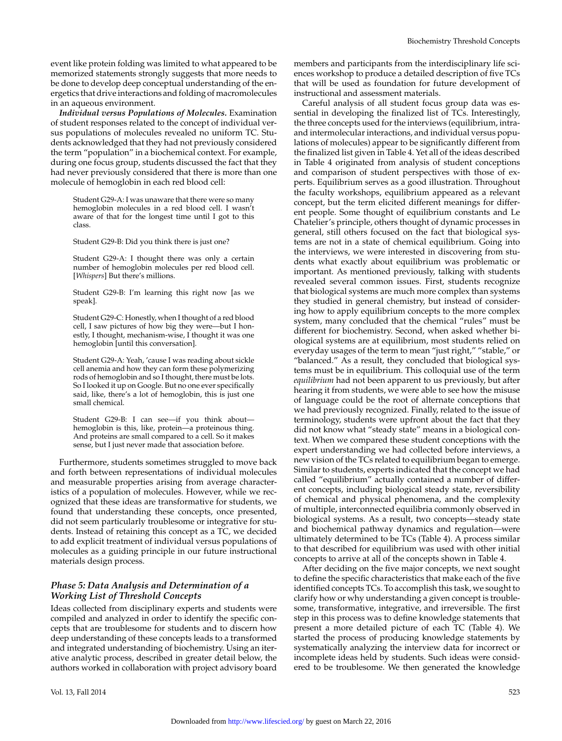event like protein folding was limited to what appeared to be memorized statements strongly suggests that more needs to be done to develop deep conceptual understanding of the energetics that drive interactions and folding of macromolecules in an aqueous environment.

***Individual versus Populations of Molecules.*** Examination of student responses related to the concept of individual versus populations of molecules revealed no uniform TC. Students acknowledged that they had not previously considered the term "population" in a biochemical context. For example, during one focus group, students discussed the fact that they had never previously considered that there is more than one molecule of hemoglobin in each red blood cell:

> Student G29-A: I was unaware that there were so many hemoglobin molecules in a red blood cell. I wasn't aware of that for the longest time until I got to this class.
>
> Student G29-B: Did you think there is just one?
>
> Student G29-A: I thought there was only a certain number of hemoglobin molecules per red blood cell. [*Whispers*] But there's millions.
>
> Student G29-B: I'm learning this right now [as we speak].
>
> Student G29-C: Honestly, when I thought of a red blood cell, I saw pictures of how big they were—but I honestly, I thought, mechanism-wise, I thought it was one hemoglobin [until this conversation].
>
> Student G29-A: Yeah, 'cause I was reading about sickle cell anemia and how they can form these polymerizing rods of hemoglobin and so I thought, there must be lots. So I looked it up on Google. But no one ever specifically said, like, there's a lot of hemoglobin, this is just one small chemical.
>
> Student G29-B: I can see—if you think about—hemoglobin is this, like, protein—a proteinous thing. And proteins are small compared to a cell. So it makes sense, but I just never made that association before.

Furthermore, students sometimes struggled to move back and forth between representations of individual molecules and measurable properties arising from average characteristics of a population of molecules. However, while we recognized that these ideas are transformative for students, we found that understanding these concepts, once presented, did not seem particularly troublesome or integrative for students. Instead of retaining this concept as a TC, we decided to add explicit treatment of individual versus populations of molecules as a guiding principle in our future instructional materials design process.

### *Phase 5: Data Analysis and Determination of a Working List of Threshold Concepts*

Ideas collected from disciplinary experts and students were compiled and analyzed in order to identify the specific concepts that are troublesome for students and to discern how deep understanding of these concepts leads to a transformed and integrated understanding of biochemistry. Using an iterative analytic process, described in greater detail below, the authors worked in collaboration with project advisory board members and participants from the interdisciplinary life sciences workshop to produce a detailed description of five TCs that will be used as foundation for future development of instructional and assessment materials.

Careful analysis of all student focus group data was essential in developing the finalized list of TCs. Interestingly, the three concepts used for the interviews (equilibrium, intra- and intermolecular interactions, and individual versus populations of molecules) appear to be significantly different from the finalized list given in Table 4. Yet all of the ideas described in Table 4 originated from analysis of student conceptions and comparison of student perspectives with those of experts. Equilibrium serves as a good illustration. Throughout the faculty workshops, equilibrium appeared as a relevant concept, but the term elicited different meanings for different people. Some thought of equilibrium constants and Le Chatelier's principle, others thought of dynamic processes in general, still others focused on the fact that biological systems are not in a state of chemical equilibrium. Going into the interviews, we were interested in discovering from students what exactly about equilibrium was problematic or important. As mentioned previously, talking with students revealed several common issues. First, students recognize that biological systems are much more complex than systems they studied in general chemistry, but instead of considering how to apply equilibrium concepts to the more complex system, many concluded that the chemical "rules" must be different for biochemistry. Second, when asked whether biological systems are at equilibrium, most students relied on everyday usages of the term to mean "just right," "stable," or "balanced." As a result, they concluded that biological systems must be in equilibrium. This colloquial use of the term *equilibrium* had not been apparent to us previously, but after hearing it from students, we were able to see how the misuse of language could be the root of alternate conceptions that we had previously recognized. Finally, related to the issue of terminology, students were upfront about the fact that they did not know what "steady state" means in a biological context. When we compared these student conceptions with the expert understanding we had collected before interviews, a new vision of the TCs related to equilibrium began to emerge. Similar to students, experts indicated that the concept we had called "equilibrium" actually contained a number of different concepts, including biological steady state, reversibility of chemical and physical phenomena, and the complexity of multiple, interconnected equilibria commonly observed in biological systems. As a result, two concepts—steady state and biochemical pathway dynamics and regulation—were ultimately determined to be TCs (Table 4). A process similar to that described for equilibrium was used with other initial concepts to arrive at all of the concepts shown in Table 4.

After deciding on the five major concepts, we next sought to define the specific characteristics that make each of the five identified concepts TCs. To accomplish this task, we sought to clarify how or why understanding a given concept is troublesome, transformative, integrative, and irreversible. The first step in this process was to define knowledge statements that present a more detailed picture of each TC (Table 4). We started the process of producing knowledge statements by systematically analyzing the interview data for incorrect or incomplete ideas held by students. Such ideas were considered to be troublesome. We then generated the knowledge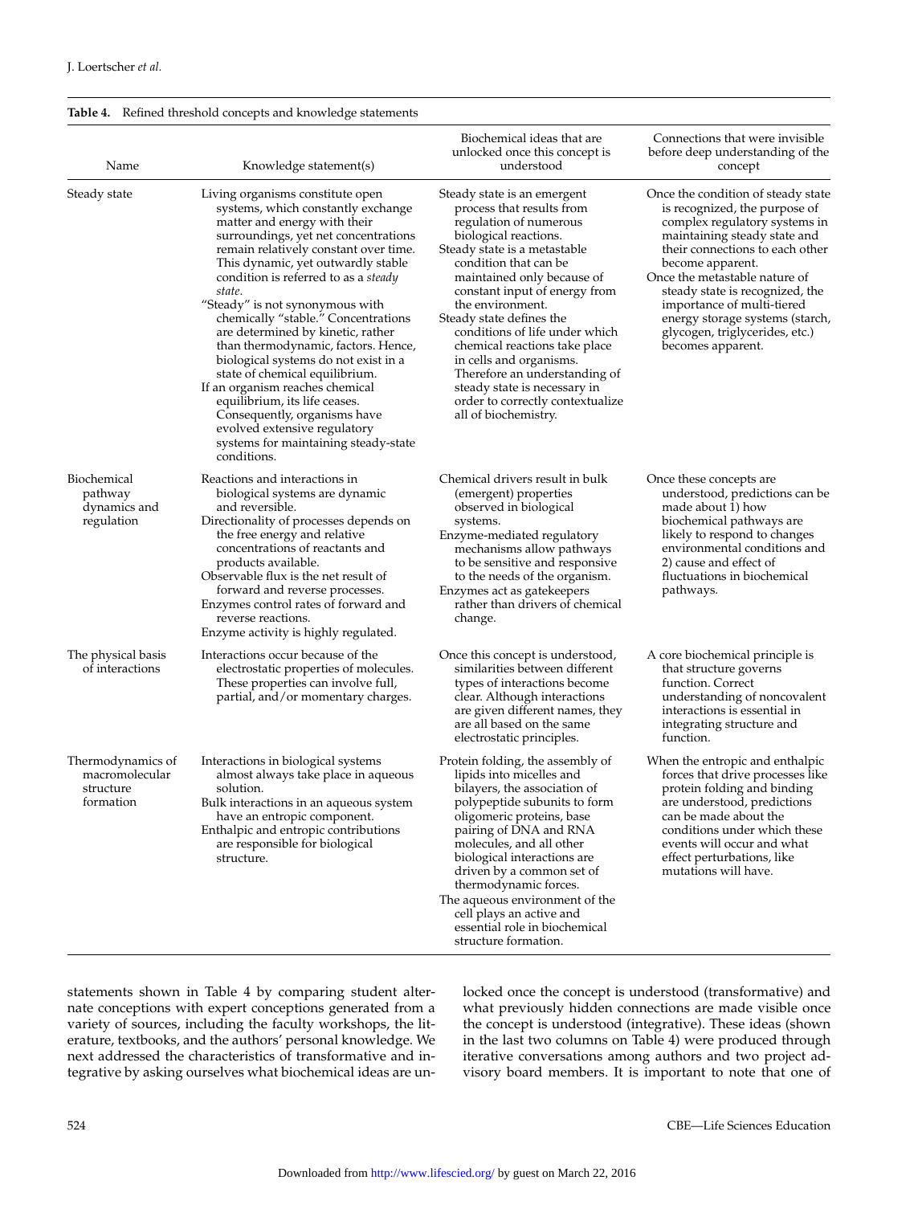**Table 4.** Refined threshold concepts and knowledge statements

| Name | Knowledge statement(s) | Biochemical ideas that are unlocked once this concept is understood | Connections that were invisible before deep understanding of the concept |
|---|---|---|---|
| Steady state | Living organisms constitute open systems, which constantly exchange matter and energy with their surroundings, yet net concentrations remain relatively constant over time. This dynamic, yet outwardly stable condition is referred to as a *steady state*.<br>"Steady" is not synonymous with chemically "stable." Concentrations are determined by kinetic, rather than thermodynamic, factors. Hence, biological systems do not exist in a state of chemical equilibrium.<br>If an organism reaches chemical equilibrium, its life ceases. Consequently, organisms have evolved extensive regulatory systems for maintaining steady-state conditions. | Steady state is an emergent process that results from regulation of numerous biological reactions.<br>Steady state is a metastable condition that can be maintained only because of constant input of energy from the environment.<br>Steady state defines the conditions of life under which chemical reactions take place in cells and organisms. Therefore an understanding of steady state is necessary in order to correctly contextualize all of biochemistry. | Once the condition of steady state is recognized, the purpose of complex regulatory systems in maintaining steady state and their connections to each other become apparent.<br>Once the metastable nature of steady state is recognized, the importance of multi-tiered energy storage systems (starch, glycogen, triglycerides, etc.) becomes apparent. |
| Biochemical pathway dynamics and regulation | Reactions and interactions in biological systems are dynamic and reversible.<br>Directionality of processes depends on the free energy and relative concentrations of reactants and products available.<br>Observable flux is the net result of forward and reverse processes.<br>Enzymes control rates of forward and reverse reactions.<br>Enzyme activity is highly regulated. | Chemical drivers result in bulk (emergent) properties observed in biological systems.<br>Enzyme-mediated regulatory mechanisms allow pathways to be sensitive and responsive to the needs of the organism.<br>Enzymes act as gatekeepers rather than drivers of chemical change. | Once these concepts are understood, predictions can be made about 1) how biochemical pathways are likely to respond to changes environmental conditions and 2) cause and effect of fluctuations in biochemical pathways. |
| The physical basis of interactions | Interactions occur because of the electrostatic properties of molecules. These properties can involve full, partial, and/or momentary charges. | Once this concept is understood, similarities between different types of interactions become clear. Although interactions are given different names, they are all based on the same electrostatic principles. | A core biochemical principle is that structure governs function. Correct understanding of noncovalent interactions is essential in integrating structure and function. |
| Thermodynamics of macromolecular structure formation | Interactions in biological systems almost always take place in aqueous solution.<br>Bulk interactions in an aqueous system have an entropic component.<br>Enthalpic and entropic contributions are responsible for biological structure. | Protein folding, the assembly of lipids into micelles and bilayers, the association of polypeptide subunits to form oligomeric proteins, base pairing of DNA and RNA molecules, and all other biological interactions are driven by a common set of thermodynamic forces.<br>The aqueous environment of the cell plays an active and essential role in biochemical structure formation. | When the entropic and enthalpic forces that drive processes like protein folding and binding are understood, predictions can be made about the conditions under which these events will occur and what effect perturbations, like mutations will have. |

statements shown in Table 4 by comparing student alternate conceptions with expert conceptions generated from a variety of sources, including the faculty workshops, the literature, textbooks, and the authors' personal knowledge. We next addressed the characteristics of transformative and integrative by asking ourselves what biochemical ideas are unlocked once the concept is understood (transformative) and what previously hidden connections are made visible once the concept is understood (integrative). These ideas (shown in the last two columns on Table 4) were produced through iterative conversations among authors and two project advisory board members. It is important to note that one of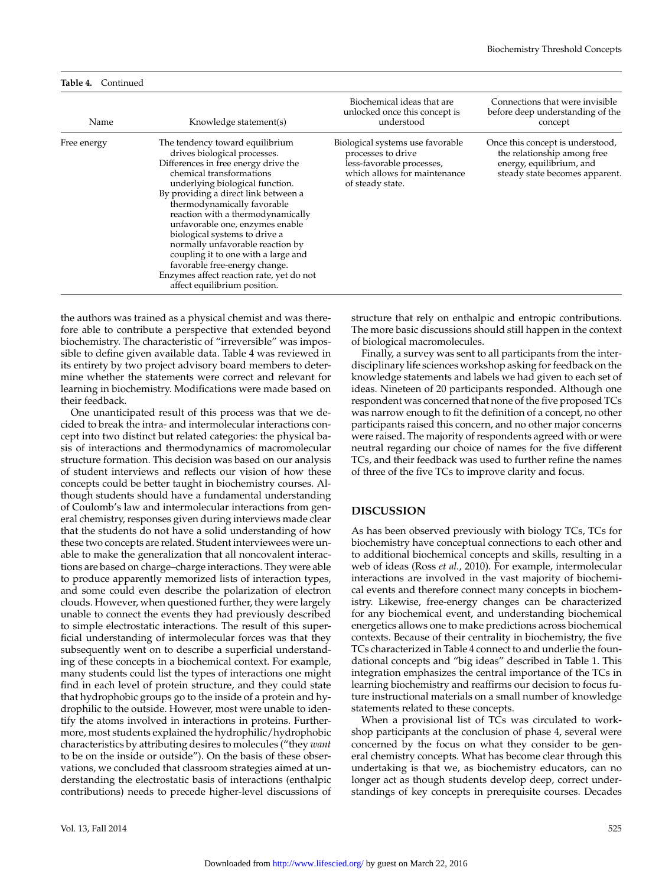**Table 4.** Continued

| Name | Knowledge statement(s) | Biochemical ideas that are unlocked once this concept is understood | Connections that were invisible before deep understanding of the concept |
|---|---|---|---|
| Free energy | The tendency toward equilibrium drives biological processes. Differences in free energy drive the chemical transformations underlying biological function. By providing a direct link between a thermodynamically favorable reaction with a thermodynamically unfavorable one, enzymes enable biological systems to drive a normally unfavorable reaction by coupling it to one with a large and favorable free-energy change. Enzymes affect reaction rate, yet do not affect equilibrium position. | Biological systems use favorable processes to drive less-favorable processes, which allows for maintenance of steady state. | Once this concept is understood, the relationship among free energy, equilibrium, and steady state becomes apparent. |

the authors was trained as a physical chemist and was therefore able to contribute a perspective that extended beyond biochemistry. The characteristic of "irreversible" was impossible to define given available data. Table 4 was reviewed in its entirety by two project advisory board members to determine whether the statements were correct and relevant for learning in biochemistry. Modifications were made based on their feedback.

One unanticipated result of this process was that we decided to break the intra- and intermolecular interactions concept into two distinct but related categories: the physical basis of interactions and thermodynamics of macromolecular structure formation. This decision was based on our analysis of student interviews and reflects our vision of how these concepts could be better taught in biochemistry courses. Although students should have a fundamental understanding of Coulomb's law and intermolecular interactions from general chemistry, responses given during interviews made clear that the students do not have a solid understanding of how these two concepts are related. Student interviewees were unable to make the generalization that all noncovalent interactions are based on charge–charge interactions. They were able to produce apparently memorized lists of interaction types, and some could even describe the polarization of electron clouds. However, when questioned further, they were largely unable to connect the events they had previously described to simple electrostatic interactions. The result of this superficial understanding of intermolecular forces was that they subsequently went on to describe a superficial understanding of these concepts in a biochemical context. For example, many students could list the types of interactions one might find in each level of protein structure, and they could state that hydrophobic groups go to the inside of a protein and hydrophilic to the outside. However, most were unable to identify the atoms involved in interactions in proteins. Furthermore, most students explained the hydrophilic/hydrophobic characteristics by attributing desires to molecules ("they *want* to be on the inside or outside"). On the basis of these observations, we concluded that classroom strategies aimed at understanding the electrostatic basis of interactions (enthalpic contributions) needs to precede higher-level discussions of structure that rely on enthalpic and entropic contributions. The more basic discussions should still happen in the context of biological macromolecules.

Finally, a survey was sent to all participants from the interdisciplinary life sciences workshop asking for feedback on the knowledge statements and labels we had given to each set of ideas. Nineteen of 20 participants responded. Although one respondent was concerned that none of the five proposed TCs was narrow enough to fit the definition of a concept, no other participants raised this concern, and no other major concerns were raised. The majority of respondents agreed with or were neutral regarding our choice of names for the five different TCs, and their feedback was used to further refine the names of three of the five TCs to improve clarity and focus.

## DISCUSSION

As has been observed previously with biology TCs, TCs for biochemistry have conceptual connections to each other and to additional biochemical concepts and skills, resulting in a web of ideas (Ross *et al.*, 2010). For example, intermolecular interactions are involved in the vast majority of biochemical events and therefore connect many concepts in biochemistry. Likewise, free-energy changes can be characterized for any biochemical event, and understanding biochemical energetics allows one to make predictions across biochemical contexts. Because of their centrality in biochemistry, the five TCs characterized in Table 4 connect to and underlie the foundational concepts and "big ideas" described in Table 1. This integration emphasizes the central importance of the TCs in learning biochemistry and reaffirms our decision to focus future instructional materials on a small number of knowledge statements related to these concepts.

When a provisional list of TCs was circulated to workshop participants at the conclusion of phase 4, several were concerned by the focus on what they consider to be general chemistry concepts. What has become clear through this undertaking is that we, as biochemistry educators, can no longer act as though students develop deep, correct understandings of key concepts in prerequisite courses. Decades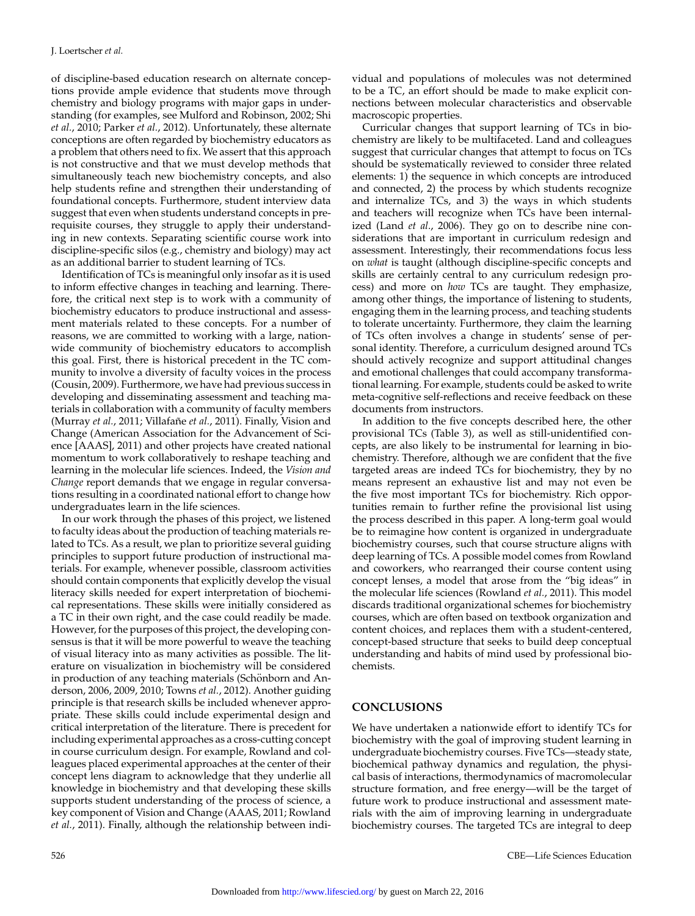of discipline-based education research on alternate conceptions provide ample evidence that students move through chemistry and biology programs with major gaps in understanding (for examples, see Mulford and Robinson, 2002; Shi *et al.*, 2010; Parker *et al.*, 2012). Unfortunately, these alternate conceptions are often regarded by biochemistry educators as a problem that others need to fix. We assert that this approach is not constructive and that we must develop methods that simultaneously teach new biochemistry concepts, and also help students refine and strengthen their understanding of foundational concepts. Furthermore, student interview data suggest that even when students understand concepts in prerequisite courses, they struggle to apply their understanding in new contexts. Separating scientific course work into discipline-specific silos (e.g., chemistry and biology) may act as an additional barrier to student learning of TCs.

Identification of TCs is meaningful only insofar as it is used to inform effective changes in teaching and learning. Therefore, the critical next step is to work with a community of biochemistry educators to produce instructional and assessment materials related to these concepts. For a number of reasons, we are committed to working with a large, nationwide community of biochemistry educators to accomplish this goal. First, there is historical precedent in the TC community to involve a diversity of faculty voices in the process (Cousin, 2009). Furthermore, we have had previous success in developing and disseminating assessment and teaching materials in collaboration with a community of faculty members (Murray *et al.*, 2011; Villafañe *et al.*, 2011). Finally, Vision and Change (American Association for the Advancement of Science [AAAS], 2011) and other projects have created national momentum to work collaboratively to reshape teaching and learning in the molecular life sciences. Indeed, the *Vision and Change* report demands that we engage in regular conversations resulting in a coordinated national effort to change how undergraduates learn in the life sciences.

In our work through the phases of this project, we listened to faculty ideas about the production of teaching materials related to TCs. As a result, we plan to prioritize several guiding principles to support future production of instructional materials. For example, whenever possible, classroom activities should contain components that explicitly develop the visual literacy skills needed for expert interpretation of biochemical representations. These skills were initially considered as a TC in their own right, and the case could readily be made. However, for the purposes of this project, the developing consensus is that it will be more powerful to weave the teaching of visual literacy into as many activities as possible. The literature on visualization in biochemistry will be considered in production of any teaching materials (Schönborn and Anderson, 2006, 2009, 2010; Towns *et al.*, 2012). Another guiding principle is that research skills be included whenever appropriate. These skills could include experimental design and critical interpretation of the literature. There is precedent for including experimental approaches as a cross-cutting concept in course curriculum design. For example, Rowland and colleagues placed experimental approaches at the center of their concept lens diagram to acknowledge that they underlie all knowledge in biochemistry and that developing these skills supports student understanding of the process of science, a key component of Vision and Change (AAAS, 2011; Rowland *et al.*, 2011). Finally, although the relationship between individual and populations of molecules was not determined to be a TC, an effort should be made to make explicit connections between molecular characteristics and observable macroscopic properties.

Curricular changes that support learning of TCs in biochemistry are likely to be multifaceted. Land and colleagues suggest that curricular changes that attempt to focus on TCs should be systematically reviewed to consider three related elements: 1) the sequence in which concepts are introduced and connected, 2) the process by which students recognize and internalize TCs, and 3) the ways in which students and teachers will recognize when TCs have been internalized (Land *et al.*, 2006). They go on to describe nine considerations that are important in curriculum redesign and assessment. Interestingly, their recommendations focus less on *what* is taught (although discipline-specific concepts and skills are certainly central to any curriculum redesign process) and more on *how* TCs are taught. They emphasize, among other things, the importance of listening to students, engaging them in the learning process, and teaching students to tolerate uncertainty. Furthermore, they claim the learning of TCs often involves a change in students' sense of personal identity. Therefore, a curriculum designed around TCs should actively recognize and support attitudinal changes and emotional challenges that could accompany transformational learning. For example, students could be asked to write meta-cognitive self-reflections and receive feedback on these documents from instructors.

In addition to the five concepts described here, the other provisional TCs (Table 3), as well as still-unidentified concepts, are also likely to be instrumental for learning in biochemistry. Therefore, although we are confident that the five targeted areas are indeed TCs for biochemistry, they by no means represent an exhaustive list and may not even be the five most important TCs for biochemistry. Rich opportunities remain to further refine the provisional list using the process described in this paper. A long-term goal would be to reimagine how content is organized in undergraduate biochemistry courses, such that course structure aligns with deep learning of TCs. A possible model comes from Rowland and coworkers, who rearranged their course content using concept lenses, a model that arose from the "big ideas" in the molecular life sciences (Rowland *et al.*, 2011). This model discards traditional organizational schemes for biochemistry courses, which are often based on textbook organization and content choices, and replaces them with a student-centered, concept-based structure that seeks to build deep conceptual understanding and habits of mind used by professional biochemists.

## CONCLUSIONS

We have undertaken a nationwide effort to identify TCs for biochemistry with the goal of improving student learning in undergraduate biochemistry courses. Five TCs—steady state, biochemical pathway dynamics and regulation, the physical basis of interactions, thermodynamics of macromolecular structure formation, and free energy—will be the target of future work to produce instructional and assessment materials with the aim of improving learning in undergraduate biochemistry courses. The targeted TCs are integral to deep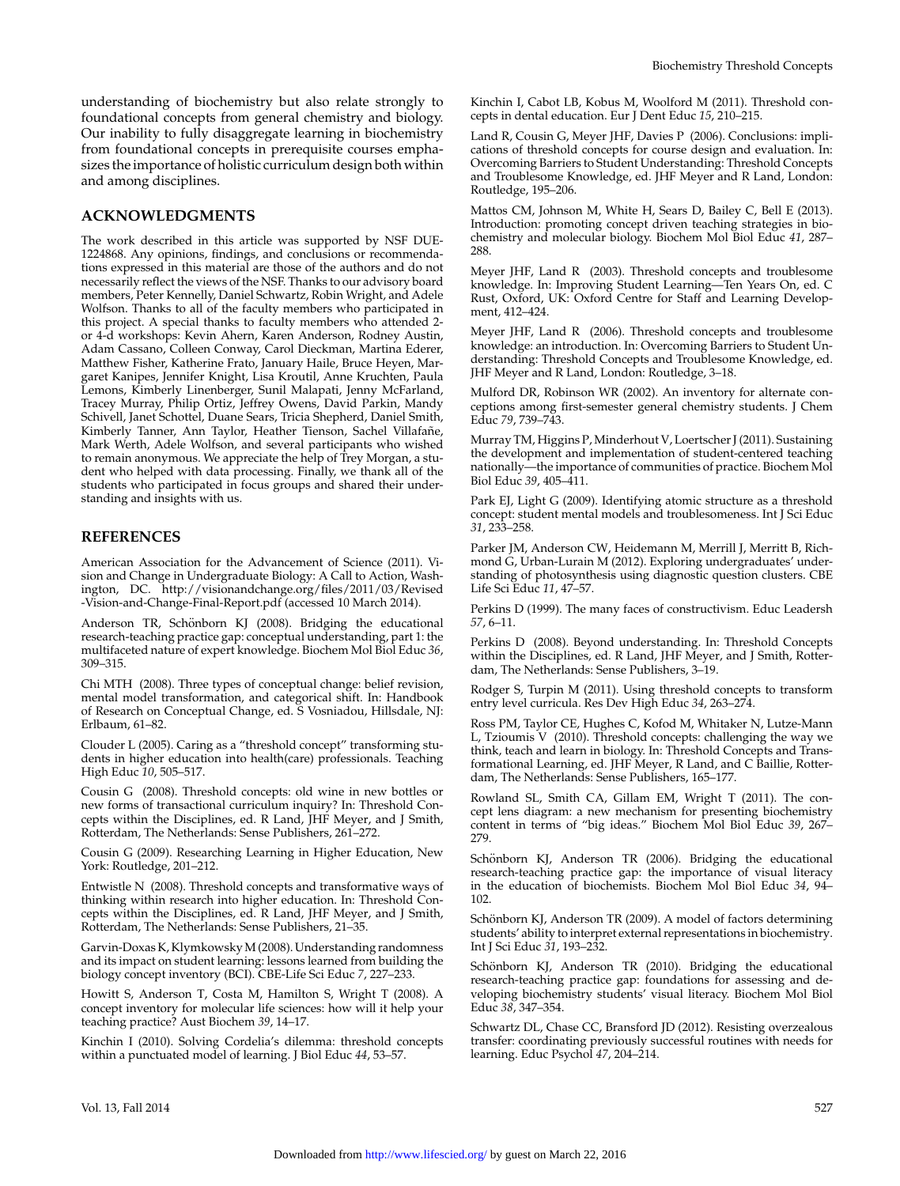understanding of biochemistry but also relate strongly to foundational concepts from general chemistry and biology. Our inability to fully disaggregate learning in biochemistry from foundational concepts in prerequisite courses emphasizes the importance of holistic curriculum design both within and among disciplines.

## ACKNOWLEDGMENTS

The work described in this article was supported by NSF DUE-1224868. Any opinions, findings, and conclusions or recommendations expressed in this material are those of the authors and do not necessarily reflect the views of the NSF. Thanks to our advisory board members, Peter Kennelly, Daniel Schwartz, Robin Wright, and Adele Wolfson. Thanks to all of the faculty members who participated in this project. A special thanks to faculty members who attended 2- or 4-d workshops: Kevin Ahern, Karen Anderson, Rodney Austin, Adam Cassano, Colleen Conway, Carol Dieckman, Martina Ederer, Matthew Fisher, Katherine Frato, January Haile, Bruce Heyen, Margaret Kanipes, Jennifer Knight, Lisa Kroutil, Anne Kruchten, Paula Lemons, Kimberly Linenberger, Sunil Malapati, Jenny McFarland, Tracey Murray, Philip Ortiz, Jeffrey Owens, David Parkin, Mandy Schivell, Janet Schottel, Duane Sears, Tricia Shepherd, Daniel Smith, Kimberly Tanner, Ann Taylor, Heather Tienson, Sachel Villafañe, Mark Werth, Adele Wolfson, and several participants who wished to remain anonymous. We appreciate the help of Trey Morgan, a student who helped with data processing. Finally, we thank all of the students who participated in focus groups and shared their understanding and insights with us.

## REFERENCES

American Association for the Advancement of Science (2011). Vision and Change in Undergraduate Biology: A Call to Action, Washington, DC. http://visionandchange.org/files/2011/03/Revised-Vision-and-Change-Final-Report.pdf (accessed 10 March 2014).

Anderson TR, Schönborn KJ (2008). Bridging the educational research-teaching practice gap: conceptual understanding, part 1: the multifaceted nature of expert knowledge. Biochem Mol Biol Educ *36*, 309–315.

Chi MTH (2008). Three types of conceptual change: belief revision, mental model transformation, and categorical shift. In: Handbook of Research on Conceptual Change, ed. S Vosniadou, Hillsdale, NJ: Erlbaum, 61–82.

Clouder L (2005). Caring as a "threshold concept" transforming students in higher education into health(care) professionals. Teaching High Educ *10*, 505–517.

Cousin G (2008). Threshold concepts: old wine in new bottles or new forms of transactional curriculum inquiry? In: Threshold Concepts within the Disciplines, ed. R Land, JHF Meyer, and J Smith, Rotterdam, The Netherlands: Sense Publishers, 261–272.

Cousin G (2009). Researching Learning in Higher Education, New York: Routledge, 201–212.

Entwistle N (2008). Threshold concepts and transformative ways of thinking within research into higher education. In: Threshold Concepts within the Disciplines, ed. R Land, JHF Meyer, and J Smith, Rotterdam, The Netherlands: Sense Publishers, 21–35.

Garvin-Doxas K, Klymkowsky M (2008). Understanding randomness and its impact on student learning: lessons learned from building the biology concept inventory (BCI). CBE-Life Sci Educ *7*, 227–233.

Howitt S, Anderson T, Costa M, Hamilton S, Wright T (2008). A concept inventory for molecular life sciences: how will it help your teaching practice? Aust Biochem *39*, 14–17.

Kinchin I (2010). Solving Cordelia's dilemma: threshold concepts within a punctuated model of learning. J Biol Educ *44*, 53–57.

Kinchin I, Cabot LB, Kobus M, Woolford M (2011). Threshold concepts in dental education. Eur J Dent Educ *15*, 210–215.

Land R, Cousin G, Meyer JHF, Davies P (2006). Conclusions: implications of threshold concepts for course design and evaluation. In: Overcoming Barriers to Student Understanding: Threshold Concepts and Troublesome Knowledge, ed. JHF Meyer and R Land, London: Routledge, 195–206.

Mattos CM, Johnson M, White H, Sears D, Bailey C, Bell E (2013). Introduction: promoting concept driven teaching strategies in biochemistry and molecular biology. Biochem Mol Biol Educ *41*, 287–288.

Meyer JHF, Land R (2003). Threshold concepts and troublesome knowledge. In: Improving Student Learning—Ten Years On, ed. C Rust, Oxford, UK: Oxford Centre for Staff and Learning Development, 412–424.

Meyer JHF, Land R (2006). Threshold concepts and troublesome knowledge: an introduction. In: Overcoming Barriers to Student Understanding: Threshold Concepts and Troublesome Knowledge, ed. JHF Meyer and R Land, London: Routledge, 3–18.

Mulford DR, Robinson WR (2002). An inventory for alternate conceptions among first-semester general chemistry students. J Chem Educ *79*, 739–743.

Murray TM, Higgins P, Minderhout V, Loertscher J (2011). Sustaining the development and implementation of student-centered teaching nationally—the importance of communities of practice. Biochem Mol Biol Educ *39*, 405–411.

Park EJ, Light G (2009). Identifying atomic structure as a threshold concept: student mental models and troublesomeness. Int J Sci Educ *31*, 233–258.

Parker JM, Anderson CW, Heidemann M, Merrill J, Merritt B, Richmond G, Urban-Lurain M (2012). Exploring undergraduates' understanding of photosynthesis using diagnostic question clusters. CBE Life Sci Educ *11*, 47–57.

Perkins D (1999). The many faces of constructivism. Educ Leadersh *57*, 6–11.

Perkins D (2008). Beyond understanding. In: Threshold Concepts within the Disciplines, ed. R Land, JHF Meyer, and J Smith, Rotterdam, The Netherlands: Sense Publishers, 3–19.

Rodger S, Turpin M (2011). Using threshold concepts to transform entry level curricula. Res Dev High Educ *34*, 263–274.

Ross PM, Taylor CE, Hughes C, Kofod M, Whitaker N, Lutze-Mann L, Tzioumis V (2010). Threshold concepts: challenging the way we think, teach and learn in biology. In: Threshold Concepts and Transformational Learning, ed. JHF Meyer, R Land, and C Baillie, Rotterdam, The Netherlands: Sense Publishers, 165–177.

Rowland SL, Smith CA, Gillam EM, Wright T (2011). The concept lens diagram: a new mechanism for presenting biochemistry content in terms of "big ideas." Biochem Mol Biol Educ *39*, 267–279.

Schönborn KJ, Anderson TR (2006). Bridging the educational research-teaching practice gap: the importance of visual literacy in the education of biochemists. Biochem Mol Biol Educ *34*, 94–102.

Schönborn KJ, Anderson TR (2009). A model of factors determining students' ability to interpret external representations in biochemistry. Int J Sci Educ *31*, 193–232.

Schönborn KJ, Anderson TR (2010). Bridging the educational research-teaching practice gap: foundations for assessing and developing biochemistry students' visual literacy. Biochem Mol Biol Educ *38*, 347–354.

Schwartz DL, Chase CC, Bransford JD (2012). Resisting overzealous transfer: coordinating previously successful routines with needs for learning. Educ Psychol *47*, 204–214.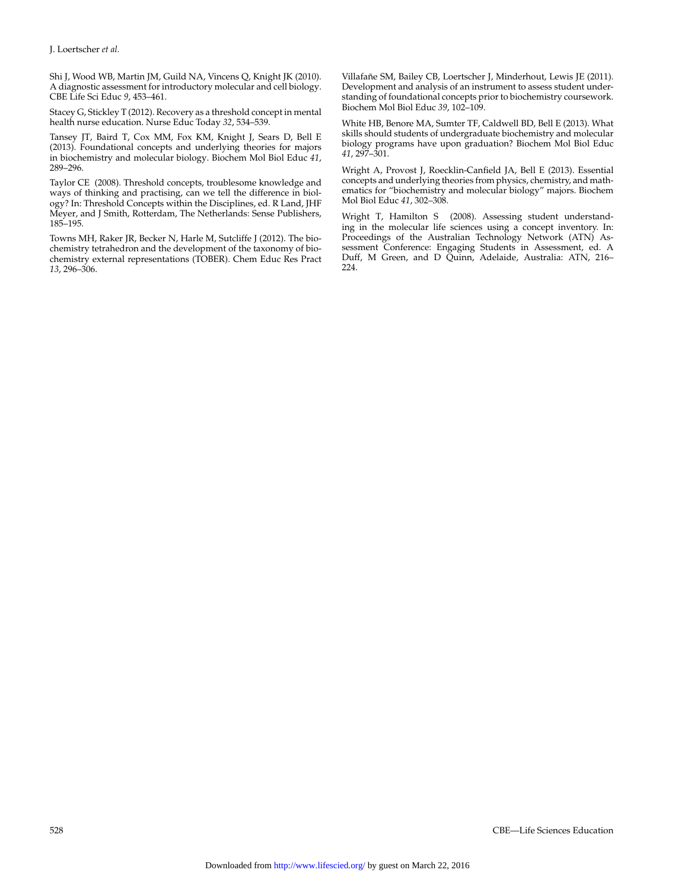Shi J, Wood WB, Martin JM, Guild NA, Vincens Q, Knight JK (2010). A diagnostic assessment for introductory molecular and cell biology. CBE Life Sci Educ *9*, 453–461.

Stacey G, Stickley T (2012). Recovery as a threshold concept in mental health nurse education. Nurse Educ Today *32*, 534–539.

Tansey JT, Baird T, Cox MM, Fox KM, Knight J, Sears D, Bell E (2013). Foundational concepts and underlying theories for majors in biochemistry and molecular biology. Biochem Mol Biol Educ *41*, 289–296.

Taylor CE (2008). Threshold concepts, troublesome knowledge and ways of thinking and practising, can we tell the difference in biology? In: Threshold Concepts within the Disciplines, ed. R Land, JHF Meyer, and J Smith, Rotterdam, The Netherlands: Sense Publishers, 185–195.

Towns MH, Raker JR, Becker N, Harle M, Sutcliffe J (2012). The biochemistry tetrahedron and the development of the taxonomy of biochemistry external representations (TOBER). Chem Educ Res Pract *13*, 296–306.

Villafañe SM, Bailey CB, Loertscher J, Minderhout, Lewis JE (2011). Development and analysis of an instrument to assess student understanding of foundational concepts prior to biochemistry coursework. Biochem Mol Biol Educ *39*, 102–109.

White HB, Benore MA, Sumter TF, Caldwell BD, Bell E (2013). What skills should students of undergraduate biochemistry and molecular biology programs have upon graduation? Biochem Mol Biol Educ *41*, 297–301.

Wright A, Provost J, Roecklin-Canfield JA, Bell E (2013). Essential concepts and underlying theories from physics, chemistry, and mathematics for "biochemistry and molecular biology" majors. Biochem Mol Biol Educ *41*, 302–308.

Wright T, Hamilton S (2008). Assessing student understanding in the molecular life sciences using a concept inventory. In: Proceedings of the Australian Technology Network (ATN) Assessment Conference: Engaging Students in Assessment, ed. A Duff, M Green, and D Quinn, Adelaide, Australia: ATN, 216–224.